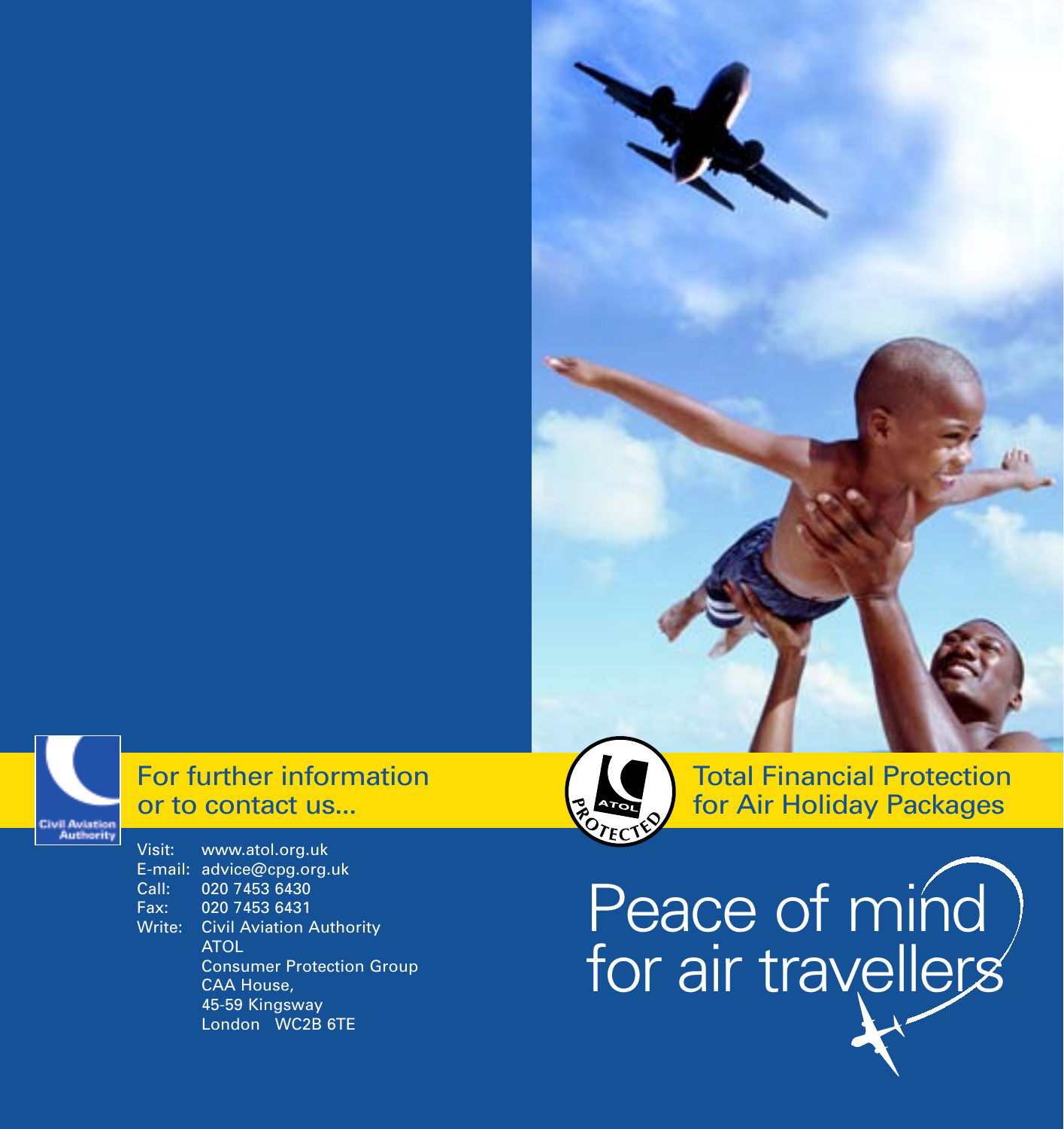# Peace of mind for air travellers

## Total Financial Protection for Air Holiday Packages

ATOL PROTECTED

## For further information or to contact us...

Visit: www.atol.org.uk
E-mail: advice@cpg.org.uk
Call: 020 7453 6430
Fax: 020 7453 6431
Write: Civil Aviation Authority
ATOL
Consumer Protection Group
CAA House,
45-59 Kingsway
London WC2B 6TE

Civil Aviation Authority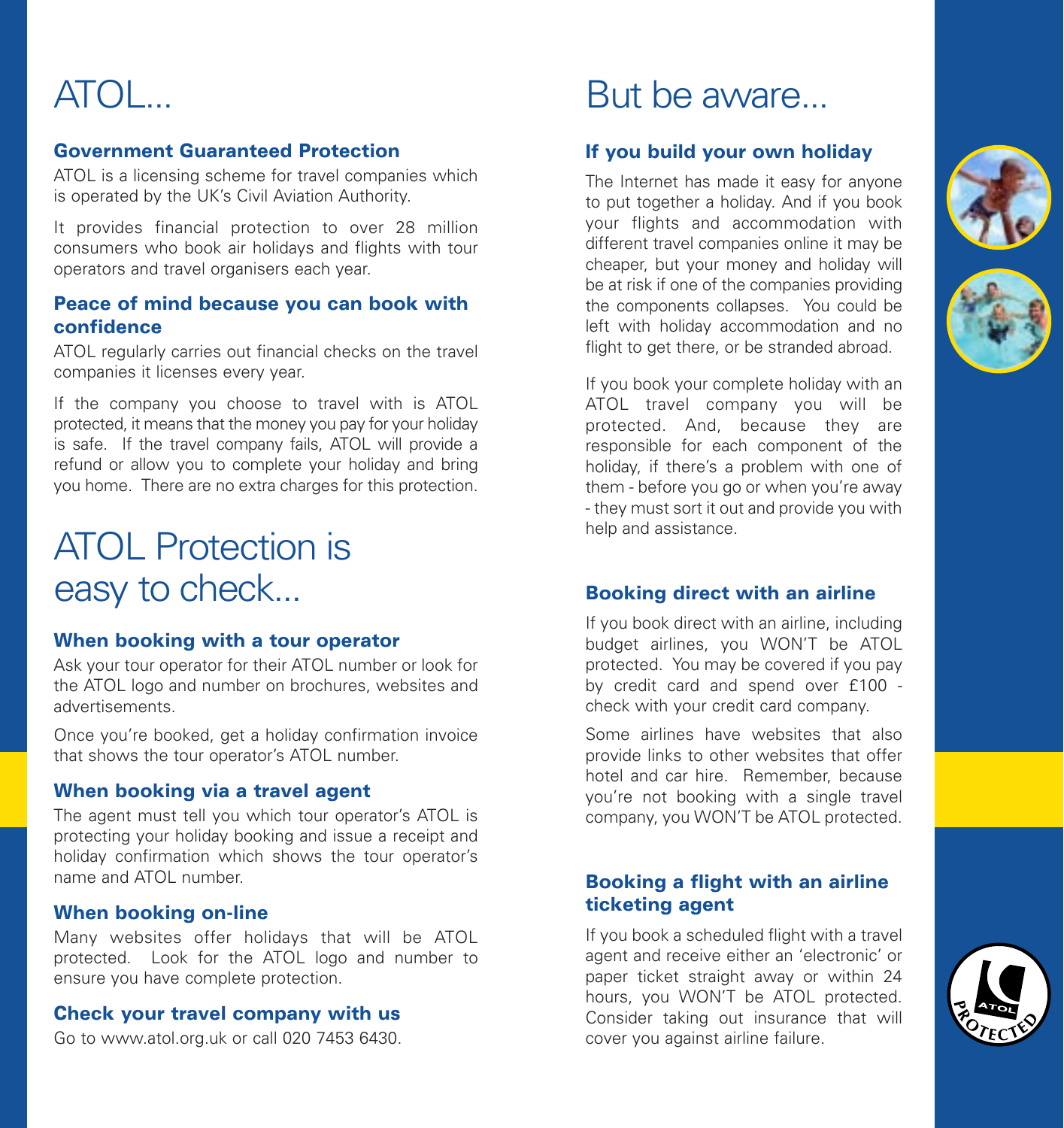# ATOL...

### Government Guaranteed Protection

ATOL is a licensing scheme for travel companies which is operated by the UK's Civil Aviation Authority.

It provides financial protection to over 28 million consumers who book air holidays and flights with tour operators and travel organisers each year.

### Peace of mind because you can book with confidence

ATOL regularly carries out financial checks on the travel companies it licenses every year.

If the company you choose to travel with is ATOL protected, it means that the money you pay for your holiday is safe. If the travel company fails, ATOL will provide a refund or allow you to complete your holiday and bring you home. There are no extra charges for this protection.

# ATOL Protection is easy to check...

### When booking with a tour operator

Ask your tour operator for their ATOL number or look for the ATOL logo and number on brochures, websites and advertisements.

Once you're booked, get a holiday confirmation invoice that shows the tour operator's ATOL number.

### When booking via a travel agent

The agent must tell you which tour operator's ATOL is protecting your holiday booking and issue a receipt and holiday confirmation which shows the tour operator's name and ATOL number.

### When booking on-line

Many websites offer holidays that will be ATOL protected. Look for the ATOL logo and number to ensure you have complete protection.

### Check your travel company with us

Go to www.atol.org.uk or call 020 7453 6430.

# But be aware...

### If you build your own holiday

The Internet has made it easy for anyone to put together a holiday. And if you book your flights and accommodation with different travel companies online it may be cheaper, but your money and holiday will be at risk if one of the companies providing the components collapses. You could be left with holiday accommodation and no flight to get there, or be stranded abroad.

If you book your complete holiday with an ATOL travel company you will be protected. And, because they are responsible for each component of the holiday, if there's a problem with one of them - before you go or when you're away - they must sort it out and provide you with help and assistance.

### Booking direct with an airline

If you book direct with an airline, including budget airlines, you WON'T be ATOL protected. You may be covered if you pay by credit card and spend over £100 - check with your credit card company.

Some airlines have websites that also provide links to other websites that offer hotel and car hire. Remember, because you're not booking with a single travel company, you WON'T be ATOL protected.

### Booking a flight with an airline ticketing agent

If you book a scheduled flight with a travel agent and receive either an 'electronic' or paper ticket straight away or within 24 hours, you WON'T be ATOL protected. Consider taking out insurance that will cover you against airline failure.